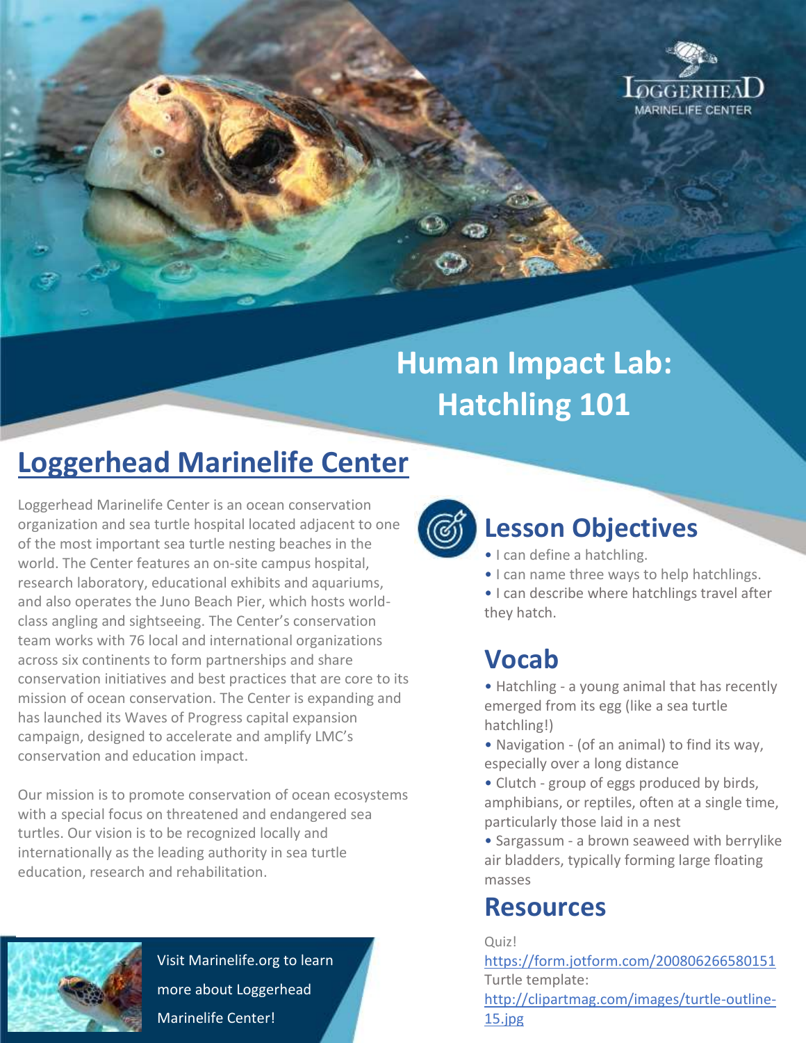# Human Impact Lab: Hatchling 101

## Loggerhead Marinelife Center

Loggerhead Marinelife Center is an ocean conservation organization and sea turtle hospital located adjacent to one of the most important sea turtle nesting beaches in the world. The Center features an on-site campus hospital, research laboratory, educational exhibits and aquariums, and also operates the Juno Beach Pier, which hosts world-class angling and sightseeing. The Center's conservation team works with 76 local and international organizations across six continents to form partnerships and share conservation initiatives and best practices that are core to its mission of ocean conservation. The Center is expanding and has launched its Waves of Progress capital expansion campaign, designed to accelerate and amplify LMC's conservation and education impact.

Our mission is to promote conservation of ocean ecosystems with a special focus on threatened and endangered sea turtles. Our vision is to be recognized locally and internationally as the leading authority in sea turtle education, research and rehabilitation.

Visit Marinelife.org to learn more about Loggerhead Marinelife Center!

## Lesson Objectives

- I can define a hatchling.
- I can name three ways to help hatchlings.
- I can describe where hatchlings travel after they hatch.

## Vocab

- Hatchling - a young animal that has recently emerged from its egg (like a sea turtle hatchling!)
- Navigation - (of an animal) to find its way, especially over a long distance
- Clutch - group of eggs produced by birds, amphibians, or reptiles, often at a single time, particularly those laid in a nest
- Sargassum - a brown seaweed with berrylike air bladders, typically forming large floating masses

## Resources

Quiz!
https://form.jotform.com/200806266580151
Turtle template:
http://clipartmag.com/images/turtle-outline-15.jpg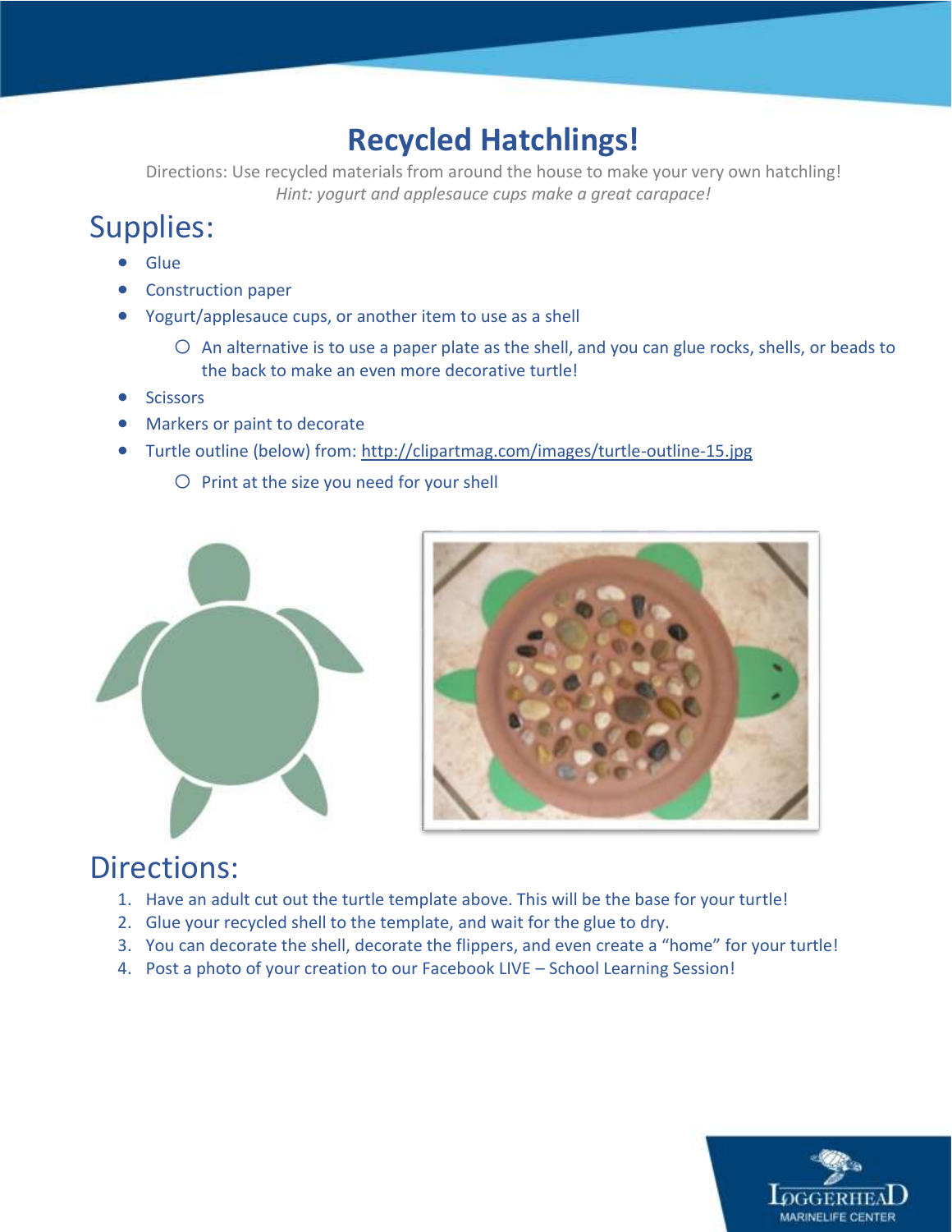# Recycled Hatchlings!

Directions: Use recycled materials from around the house to make your very own hatchling!
*Hint: yogurt and applesauce cups make a great carapace!*

## Supplies:

- Glue
- Construction paper
- Yogurt/applesauce cups, or another item to use as a shell
  - An alternative is to use a paper plate as the shell, and you can glue rocks, shells, or beads to the back to make an even more decorative turtle!
- Scissors
- Markers or paint to decorate
- Turtle outline (below) from: http://clipartmag.com/images/turtle-outline-15.jpg
  - Print at the size you need for your shell

## Directions:

1. Have an adult cut out the turtle template above. This will be the base for your turtle!
2. Glue your recycled shell to the template, and wait for the glue to dry.
3. You can decorate the shell, decorate the flippers, and even create a "home" for your turtle!
4. Post a photo of your creation to our Facebook LIVE – School Learning Session!